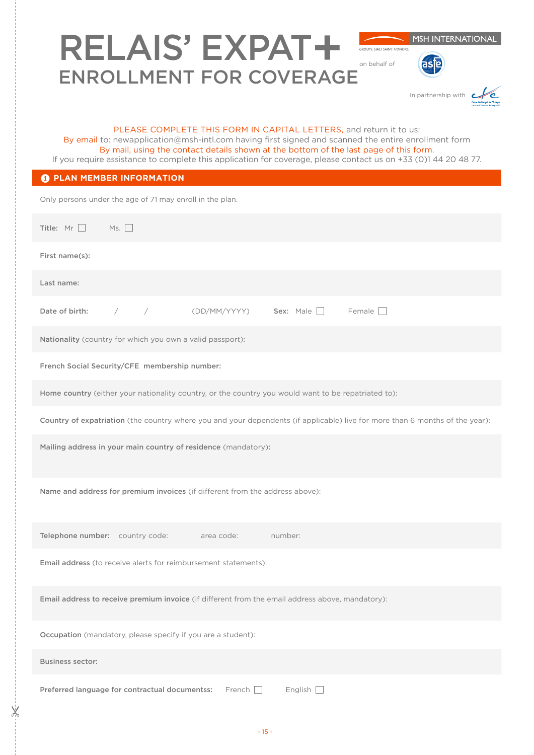# RELAIS' EXPAT+

## ENROLLMENT FOR COVERAGE

MSH INTERNATIONAL
GROUPE SIACI SAINT HONORE

on behalf of asfe

In partnership with cfe

PLEASE COMPLETE THIS FORM IN CAPITAL LETTERS, and return it to us:
By email to: newapplication@msh-intl.com having first signed and scanned the entire enrollment form
By mail, using the contact details shown at the bottom of the last page of this form.
If you require assistance to complete this application for coverage, please contact us on +33 (0)1 44 20 48 77.

## 1 PLAN MEMBER INFORMATION

Only persons under the age of 71 may enroll in the plan.

**Title:** Mr ☐ Ms. ☐

**First name(s):**

**Last name:**

**Date of birth:** / / (DD/MM/YYYY) **Sex:** Male ☐ Female ☐

**Nationality** (country for which you own a valid passport):

**French Social Security/CFE membership number:**

**Home country** (either your nationality country, or the country you would want to be repatriated to):

**Country of expatriation** (the country where you and your dependents (if applicable) live for more than 6 months of the year):

**Mailing address in your main country of residence** (mandatory):

**Name and address for premium invoices** (if different from the address above):

**Telephone number:** country code: area code: number:

**Email address** (to receive alerts for reimbursement statements):

**Email address to receive premium invoice** (if different from the email address above, mandatory):

**Occupation** (mandatory, please specify if you are a student):

**Business sector:**

**Preferred language for contractual documentss:** French ☐ English ☐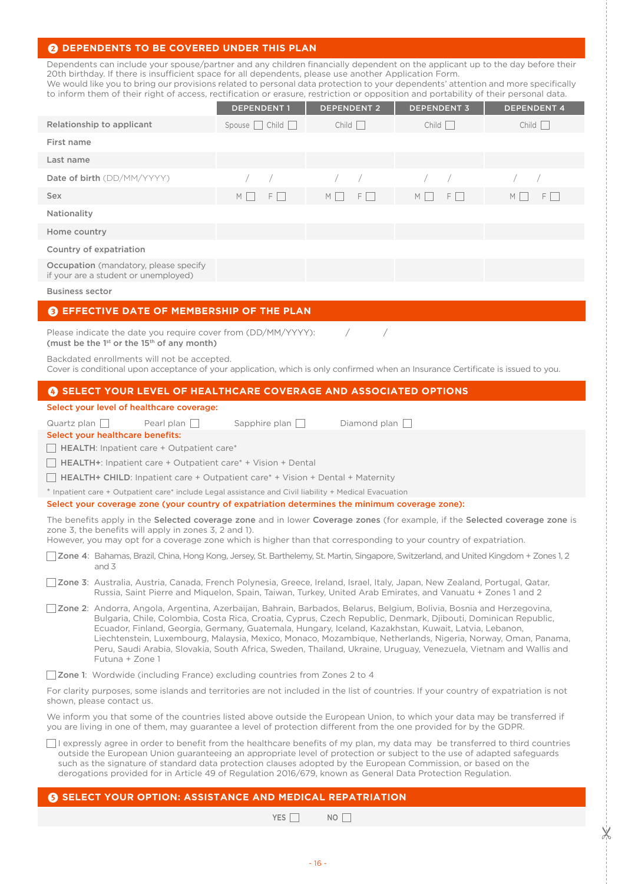## 2 DEPENDENTS TO BE COVERED UNDER THIS PLAN

Dependents can include your spouse/partner and any children financially dependent on the applicant up to the day before their 20th birthday. If there is insufficient space for all dependents, please use another Application Form.
We would like you to bring our provisions related to personal data protection to your dependents' attention and more specifically to inform them of their right of access, rectification or erasure, restriction or opposition and portability of their personal data.

| | DEPENDENT 1 | DEPENDENT 2 | DEPENDENT 3 | DEPENDENT 4 |
|---|---|---|---|---|
| Relationship to applicant | Spouse ☐ Child ☐ | Child ☐ | Child ☐ | Child ☐ |
| First name | | | | |
| Last name | | | | |
| Date of birth (DD/MM/YYYY) | / / | / / | / / | / / |
| Sex | M ☐ F ☐ | M ☐ F ☐ | M ☐ F ☐ | M ☐ F ☐ |
| Nationality | | | | |
| Home country | | | | |
| Country of expatriation | | | | |
| Occupation (mandatory, please specify if your are a student or unemployed) | | | | |
| Business sector | | | | |

## 3 EFFECTIVE DATE OF MEMBERSHIP OF THE PLAN

Please indicate the date you require cover from (DD/MM/YYYY): / /
**(must be the 1st or the 15th of any month)**

Backdated enrollments will not be accepted.
Cover is conditional upon acceptance of your application, which is only confirmed when an Insurance Certificate is issued to you.

## 4 SELECT YOUR LEVEL OF HEALTHCARE COVERAGE AND ASSOCIATED OPTIONS

**Select your level of healthcare coverage:**

Quartz plan ☐ Pearl plan ☐ Sapphire plan ☐ Diamond plan ☐

**Select your healthcare benefits:**

☐ **HEALTH**: Inpatient care + Outpatient care*

☐ **HEALTH+**: Inpatient care + Outpatient care* + Vision + Dental

☐ **HEALTH+ CHILD**: Inpatient care + Outpatient care* + Vision + Dental + Maternity

* Inpatient care + Outpatient care* include Legal assistance and Civil liability + Medical Evacuation

**Select your coverage zone (your country of expatriation determines the minimum coverage zone):**

The benefits apply in the **Selected coverage zone** and in lower **Coverage zones** (for example, if the **Selected coverage zone** is zone 3, the benefits will apply in zones 3, 2 and 1).
However, you may opt for a coverage zone which is higher than that corresponding to your country of expatriation.

☐ **Zone 4**: Bahamas, Brazil, China, Hong Kong, Jersey, St. Barthelemy, St. Martin, Singapore, Switzerland, and United Kingdom + Zones 1, 2 and 3

☐ **Zone 3**: Australia, Austria, Canada, French Polynesia, Greece, Ireland, Israel, Italy, Japan, New Zealand, Portugal, Qatar, Russia, Saint Pierre and Miquelon, Spain, Taiwan, Turkey, United Arab Emirates, and Vanuatu + Zones 1 and 2

☐ **Zone 2**: Andorra, Angola, Argentina, Azerbaijan, Bahrain, Barbados, Belarus, Belgium, Bolivia, Bosnia and Herzegovina, Bulgaria, Chile, Colombia, Costa Rica, Croatia, Cyprus, Czech Republic, Denmark, Djibouti, Dominican Republic, Ecuador, Finland, Georgia, Germany, Guatemala, Hungary, Iceland, Kazakhstan, Kuwait, Latvia, Lebanon, Liechtenstein, Luxembourg, Malaysia, Mexico, Monaco, Mozambique, Netherlands, Nigeria, Norway, Oman, Panama, Peru, Saudi Arabia, Slovakia, South Africa, Sweden, Thailand, Ukraine, Uruguay, Venezuela, Vietnam and Wallis and Futuna + Zone 1

☐ **Zone 1**: Wordwide (including France) excluding countries from Zones 2 to 4

For clarity purposes, some islands and territories are not included in the list of countries. If your country of expatriation is not shown, please contact us.

We inform you that some of the countries listed above outside the European Union, to which your data may be transferred if you are living in one of them, may guarantee a level of protection different from the one provided for by the GDPR.

☐ I expressly agree in order to benefit from the healthcare benefits of my plan, my data may be transferred to third countries outside the European Union guaranteeing an appropriate level of protection or subject to the use of adapted safeguards such as the signature of standard data protection clauses adopted by the European Commission, or based on the derogations provided for in Article 49 of Regulation 2016/679, known as General Data Protection Regulation.

## 5 SELECT YOUR OPTION: ASSISTANCE AND MEDICAL REPATRIATION

YES ☐ NO ☐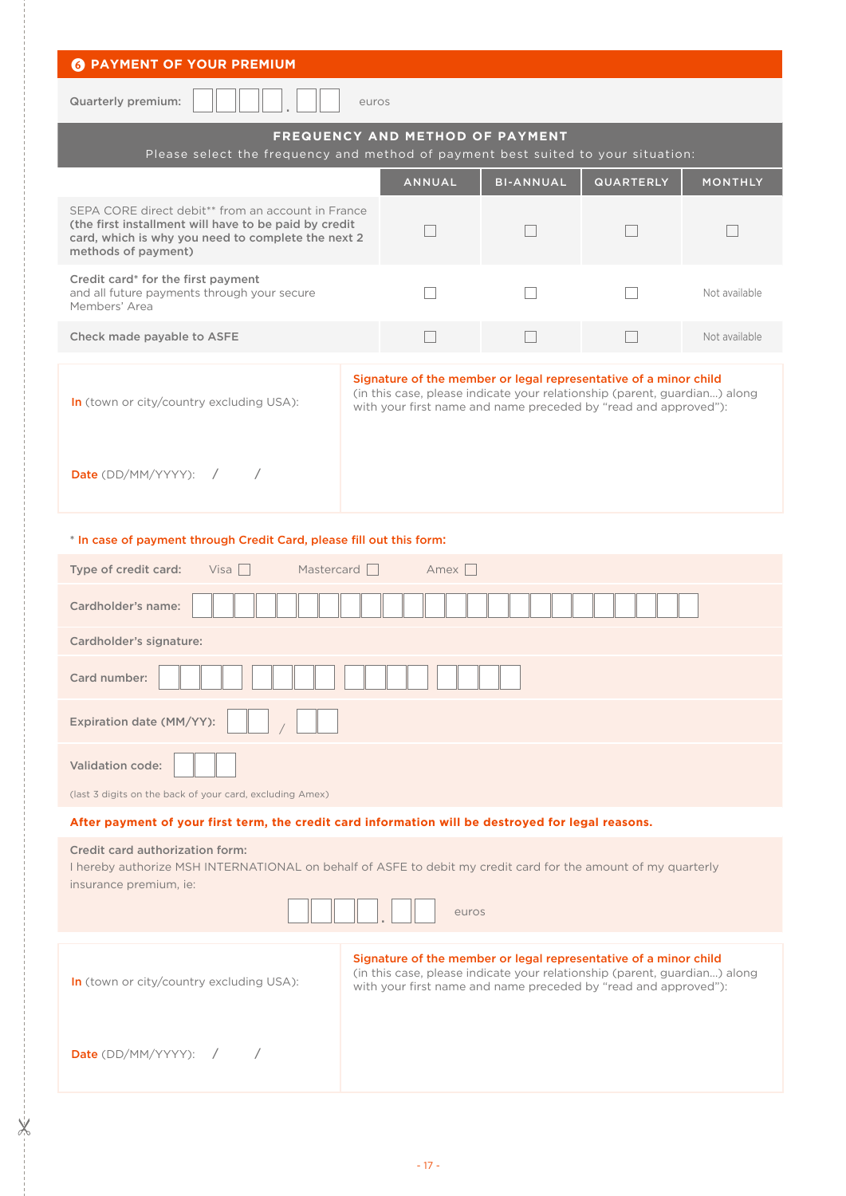## 6 PAYMENT OF YOUR PREMIUM

Quarterly premium: ☐☐☐☐.☐☐ euros

### FREQUENCY AND METHOD OF PAYMENT

Please select the frequency and method of payment best suited to your situation:

| | ANNUAL | BI-ANNUAL | QUARTERLY | MONTHLY |
|---|---|---|---|---|
| SEPA CORE direct debit** from an account in France **(the first installment will have to be paid by credit card, which is why you need to complete the next 2 methods of payment)** | ☐ | ☐ | ☐ | ☐ |
| **Credit card* for the first payment** and all future payments through your secure Members' Area | ☐ | ☐ | ☐ | Not available |
| **Check made payable to ASFE** | ☐ | ☐ | ☐ | Not available |

**In** (town or city/country excluding USA):

**Date** (DD/MM/YYYY): / /

**Signature of the member or legal representative of a minor child**
(in this case, please indicate your relationship (parent, guardian...) along with your first name and name preceded by "read and approved"):

**\* In case of payment through Credit Card, please fill out this form:**

**Type of credit card:** Visa ☐ Mastercard ☐ Amex ☐

**Cardholder's name:**

**Cardholder's signature:**

**Card number:** ☐☐☐☐ ☐☐☐☐ ☐☐☐☐ ☐☐☐☐

**Expiration date (MM/YY):** ☐☐ / ☐☐

**Validation code:** ☐☐☐

(last 3 digits on the back of your card, excluding Amex)

**After payment of your first term, the credit card information will be destroyed for legal reasons.**

**Credit card authorization form:**
I hereby authorize MSH INTERNATIONAL on behalf of ASFE to debit my credit card for the amount of my quarterly insurance premium, ie:

☐☐☐☐.☐☐ euros

**In** (town or city/country excluding USA):

**Date** (DD/MM/YYYY): / /

**Signature of the member or legal representative of a minor child**
(in this case, please indicate your relationship (parent, guardian...) along with your first name and name preceded by "read and approved"):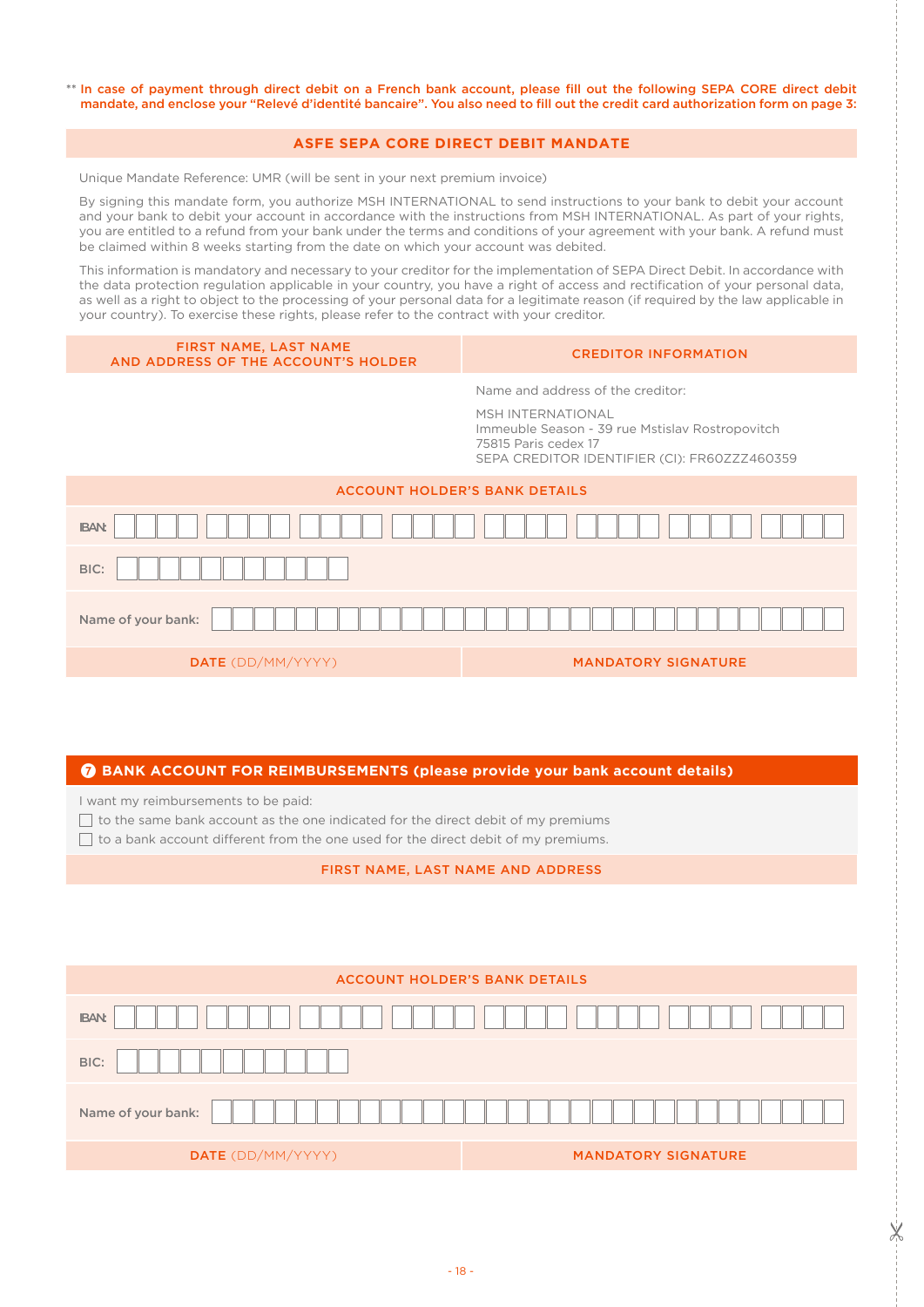** In case of payment through direct debit on a French bank account, please fill out the following SEPA CORE direct debit mandate, and enclose your "Relevé d'identité bancaire". You also need to fill out the credit card authorization form on page 3:

## ASFE SEPA CORE DIRECT DEBIT MANDATE

Unique Mandate Reference: UMR (will be sent in your next premium invoice)

By signing this mandate form, you authorize MSH INTERNATIONAL to send instructions to your bank to debit your account and your bank to debit your account in accordance with the instructions from MSH INTERNATIONAL. As part of your rights, you are entitled to a refund from your bank under the terms and conditions of your agreement with your bank. A refund must be claimed within 8 weeks starting from the date on which your account was debited.

This information is mandatory and necessary to your creditor for the implementation of SEPA Direct Debit. In accordance with the data protection regulation applicable in your country, you have a right of access and rectification of your personal data, as well as a right to object to the processing of your personal data for a legitimate reason (if required by the law applicable in your country). To exercise these rights, please refer to the contract with your creditor.

| FIRST NAME, LAST NAME AND ADDRESS OF THE ACCOUNT'S HOLDER | CREDITOR INFORMATION |
|---|---|
| | Name and address of the creditor:<br><br>MSH INTERNATIONAL<br>Immeuble Season - 39 rue Mstislav Rostropovitch<br>75815 Paris cedex 17<br>SEPA CREDITOR IDENTIFIER (CI): FR60ZZZ460359 |

**ACCOUNT HOLDER'S BANK DETAILS**

IBAN:

BIC:

Name of your bank:

| DATE (DD/MM/YYYY) | MANDATORY SIGNATURE |
|---|---|
| | |

## 7 BANK ACCOUNT FOR REIMBURSEMENTS (please provide your bank account details)

I want my reimbursements to be paid:

- ☐ to the same bank account as the one indicated for the direct debit of my premiums
- ☐ to a bank account different from the one used for the direct debit of my premiums.

**FIRST NAME, LAST NAME AND ADDRESS**

**ACCOUNT HOLDER'S BANK DETAILS**

IBAN:

BIC:

Name of your bank:

| DATE (DD/MM/YYYY) | MANDATORY SIGNATURE |
|---|---|
| | |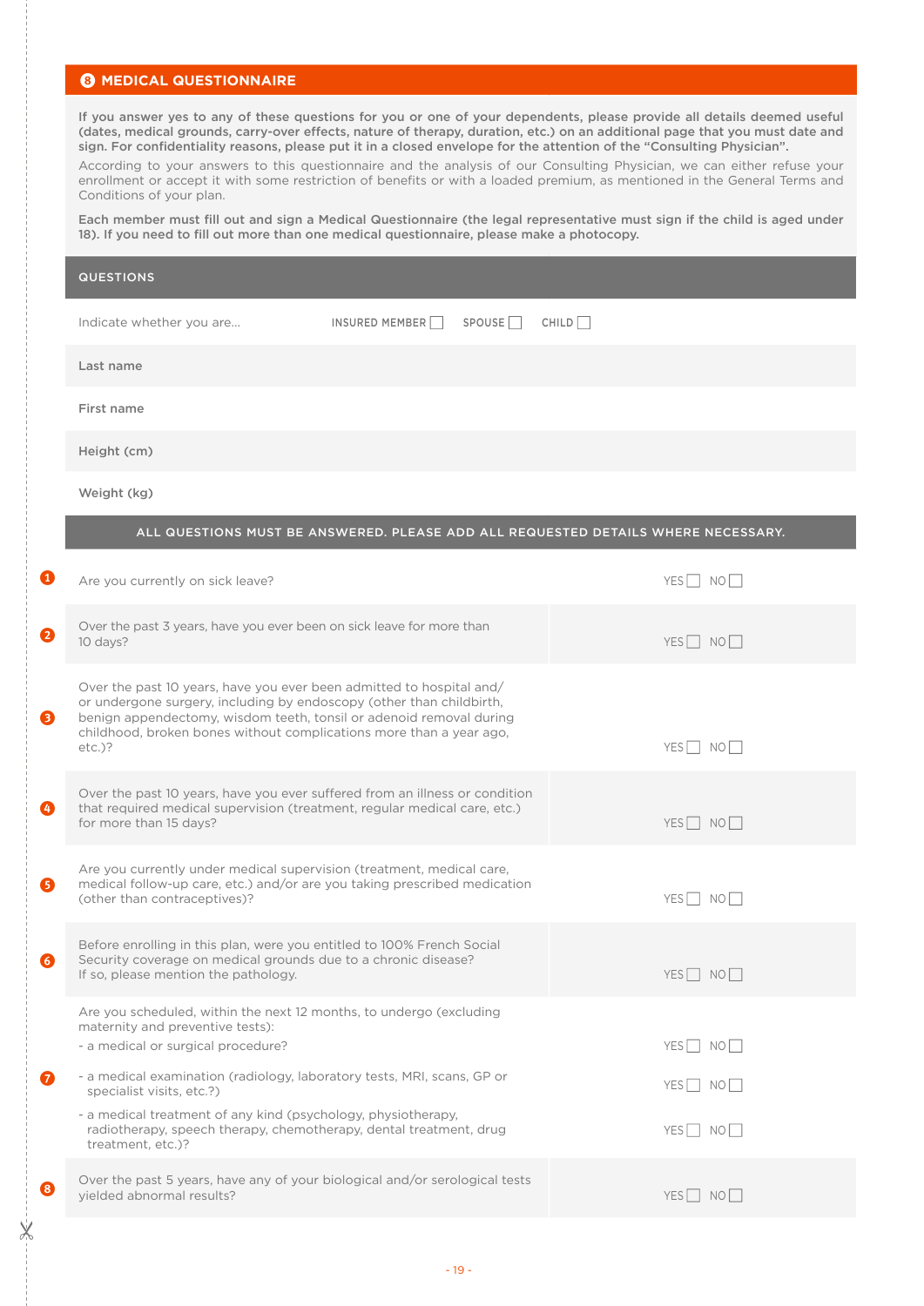## 8 MEDICAL QUESTIONNAIRE

**If you answer yes to any of these questions for you or one of your dependents, please provide all details deemed useful (dates, medical grounds, carry-over effects, nature of therapy, duration, etc.) on an additional page that you must date and sign. For confidentiality reasons, please put it in a closed envelope for the attention of the "Consulting Physician".**

According to your answers to this questionnaire and the analysis of our Consulting Physician, we can either refuse your enrollment or accept it with some restriction of benefits or with a loaded premium, as mentioned in the General Terms and Conditions of your plan.

**Each member must fill out and sign a Medical Questionnaire (the legal representative must sign if the child is aged under 18). If you need to fill out more than one medical questionnaire, please make a photocopy.**

| QUESTIONS | |
|---|---|
| Indicate whether you are... | INSURED MEMBER ☐ SPOUSE ☐ CHILD ☐ |
| **Last name** | |
| **First name** | |
| **Height (cm)** | |
| **Weight (kg)** | |

**ALL QUESTIONS MUST BE ANSWERED. PLEASE ADD ALL REQUESTED DETAILS WHERE NECESSARY.**

| # | Question | Answer |
|---|---|---|
| 1 | Are you currently on sick leave? | YES ☐ NO ☐ |
| 2 | Over the past 3 years, have you ever been on sick leave for more than 10 days? | YES ☐ NO ☐ |
| 3 | Over the past 10 years, have you ever been admitted to hospital and/or undergone surgery, including by endoscopy (other than childbirth, benign appendectomy, wisdom teeth, tonsil or adenoid removal during childhood, broken bones without complications more than a year ago, etc.)? | YES ☐ NO ☐ |
| 4 | Over the past 10 years, have you ever suffered from an illness or condition that required medical supervision (treatment, regular medical care, etc.) for more than 15 days? | YES ☐ NO ☐ |
| 5 | Are you currently under medical supervision (treatment, medical care, medical follow-up care, etc.) and/or are you taking prescribed medication (other than contraceptives)? | YES ☐ NO ☐ |
| 6 | Before enrolling in this plan, were you entitled to 100% French Social Security coverage on medical grounds due to a chronic disease? If so, please mention the pathology. | YES ☐ NO ☐ |
| 7 | Are you scheduled, within the next 12 months, to undergo (excluding maternity and preventive tests): | |
| | - a medical or surgical procedure? | YES ☐ NO ☐ |
| | - a medical examination (radiology, laboratory tests, MRI, scans, GP or specialist visits, etc.?) | YES ☐ NO ☐ |
| | - a medical treatment of any kind (psychology, physiotherapy, radiotherapy, speech therapy, chemotherapy, dental treatment, drug treatment, etc.)? | YES ☐ NO ☐ |
| 8 | Over the past 5 years, have any of your biological and/or serological tests yielded abnormal results? | YES ☐ NO ☐ |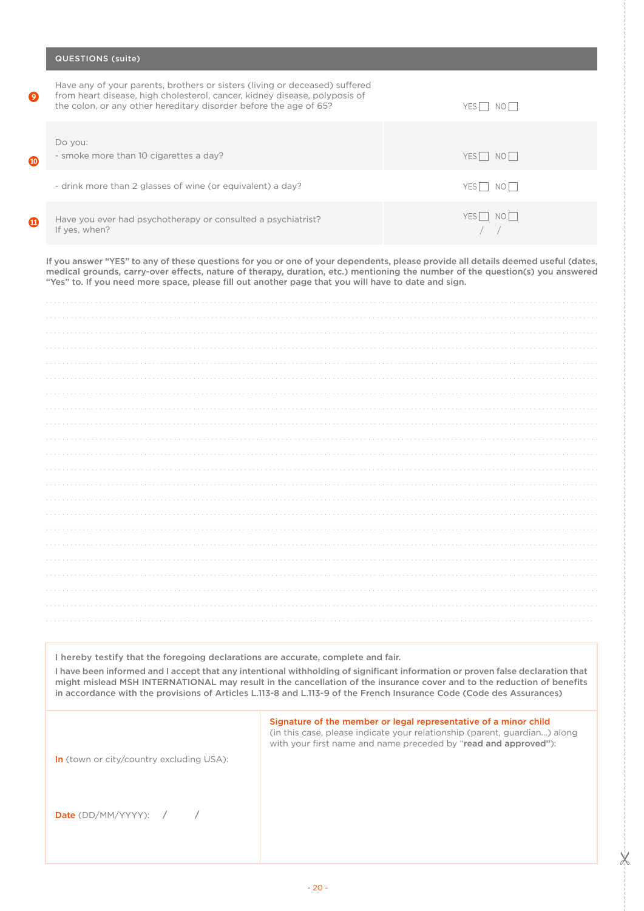## QUESTIONS (suite)

| # | Question | Answer |
|---|---|---|
| 9 | Have any of your parents, brothers or sisters (living or deceased) suffered from heart disease, high cholesterol, cancer, kidney disease, polyposis of the colon, or any other hereditary disorder before the age of 65? | YES ☐ NO ☐ |
| 10 | Do you:<br>- smoke more than 10 cigarettes a day? | YES ☐ NO ☐ |
| | - drink more than 2 glasses of wine (or equivalent) a day? | YES ☐ NO ☐ |
| 11 | Have you ever had psychotherapy or consulted a psychiatrist?<br>If yes, when? | YES ☐ NO ☐<br>/ / |

**If you answer "YES" to any of these questions for you or one of your dependents, please provide all details deemed useful (dates, medical grounds, carry-over effects, nature of therapy, duration, etc.) mentioning the number of the question(s) you answered "Yes" to. If you need more space, please fill out another page that you will have to date and sign.**

..........................................................................................................................................

..........................................................................................................................................

..........................................................................................................................................

..........................................................................................................................................

..........................................................................................................................................

..........................................................................................................................................

..........................................................................................................................................

..........................................................................................................................................

..........................................................................................................................................

..........................................................................................................................................

..........................................................................................................................................

..........................................................................................................................................

..........................................................................................................................................

..........................................................................................................................................

..........................................................................................................................................

..........................................................................................................................................

..........................................................................................................................................

..........................................................................................................................................

..........................................................................................................................................

..........................................................................................................................................

..........................................................................................................................................

..........................................................................................................................................

**I hereby testify that the foregoing declarations are accurate, complete and fair.**

**I have been informed and I accept that any intentional withholding of significant information or proven false declaration that might mislead MSH INTERNATIONAL may result in the cancellation of the insurance cover and to the reduction of benefits in accordance with the provisions of Articles L.113-8 and L.113-9 of the French Insurance Code (Code des Assurances)**

| | |
|---|---|
| **In** (town or city/country excluding USA):<br><br>**Date** (DD/MM/YYYY): / / | **Signature of the member or legal representative of a minor child**<br>(in this case, please indicate your relationship (parent, guardian...) along with your first name and name preceded by "**read and approved**"): |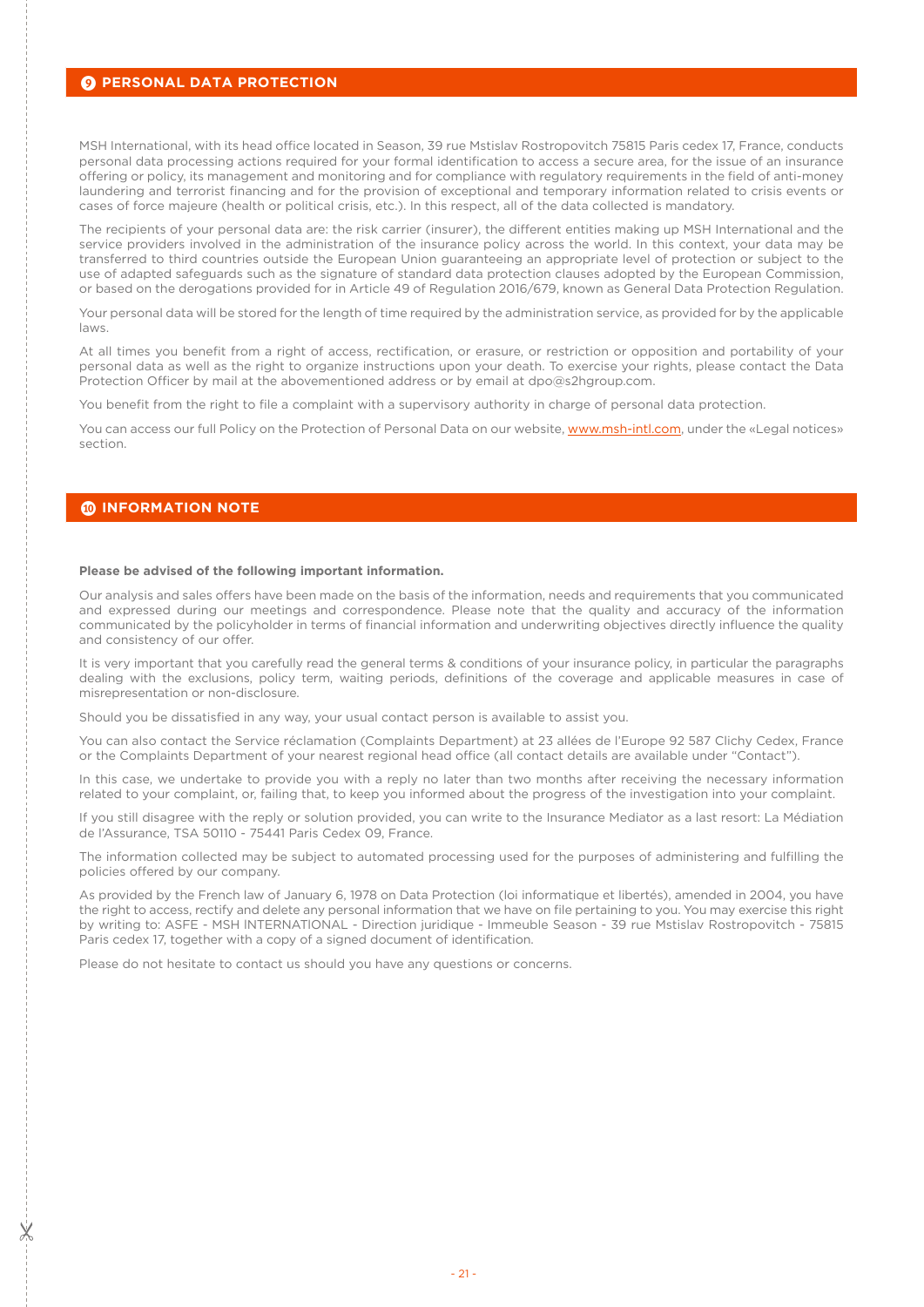## 9 PERSONAL DATA PROTECTION

MSH International, with its head office located in Season, 39 rue Mstislav Rostropovitch 75815 Paris cedex 17, France, conducts personal data processing actions required for your formal identification to access a secure area, for the issue of an insurance offering or policy, its management and monitoring and for compliance with regulatory requirements in the field of anti-money laundering and terrorist financing and for the provision of exceptional and temporary information related to crisis events or cases of force majeure (health or political crisis, etc.). In this respect, all of the data collected is mandatory.

The recipients of your personal data are: the risk carrier (insurer), the different entities making up MSH International and the service providers involved in the administration of the insurance policy across the world. In this context, your data may be transferred to third countries outside the European Union guaranteeing an appropriate level of protection or subject to the use of adapted safeguards such as the signature of standard data protection clauses adopted by the European Commission, or based on the derogations provided for in Article 49 of Regulation 2016/679, known as General Data Protection Regulation.

Your personal data will be stored for the length of time required by the administration service, as provided for by the applicable laws.

At all times you benefit from a right of access, rectification, or erasure, or restriction or opposition and portability of your personal data as well as the right to organize instructions upon your death. To exercise your rights, please contact the Data Protection Officer by mail at the abovementioned address or by email at dpo@s2hgroup.com.

You benefit from the right to file a complaint with a supervisory authority in charge of personal data protection.

You can access our full Policy on the Protection of Personal Data on our website, www.msh-intl.com, under the «Legal notices» section.

## 10 INFORMATION NOTE

**Please be advised of the following important information.**

Our analysis and sales offers have been made on the basis of the information, needs and requirements that you communicated and expressed during our meetings and correspondence. Please note that the quality and accuracy of the information communicated by the policyholder in terms of financial information and underwriting objectives directly influence the quality and consistency of our offer.

It is very important that you carefully read the general terms & conditions of your insurance policy, in particular the paragraphs dealing with the exclusions, policy term, waiting periods, definitions of the coverage and applicable measures in case of misrepresentation or non-disclosure.

Should you be dissatisfied in any way, your usual contact person is available to assist you.

You can also contact the Service réclamation (Complaints Department) at 23 allées de l'Europe 92 587 Clichy Cedex, France or the Complaints Department of your nearest regional head office (all contact details are available under "Contact").

In this case, we undertake to provide you with a reply no later than two months after receiving the necessary information related to your complaint, or, failing that, to keep you informed about the progress of the investigation into your complaint.

If you still disagree with the reply or solution provided, you can write to the Insurance Mediator as a last resort: La Médiation de l'Assurance, TSA 50110 - 75441 Paris Cedex 09, France.

The information collected may be subject to automated processing used for the purposes of administering and fulfilling the policies offered by our company.

As provided by the French law of January 6, 1978 on Data Protection (loi informatique et libertés), amended in 2004, you have the right to access, rectify and delete any personal information that we have on file pertaining to you. You may exercise this right by writing to: ASFE - MSH INTERNATIONAL - Direction juridique - Immeuble Season - 39 rue Mstislav Rostropovitch - 75815 Paris cedex 17, together with a copy of a signed document of identification.

Please do not hesitate to contact us should you have any questions or concerns.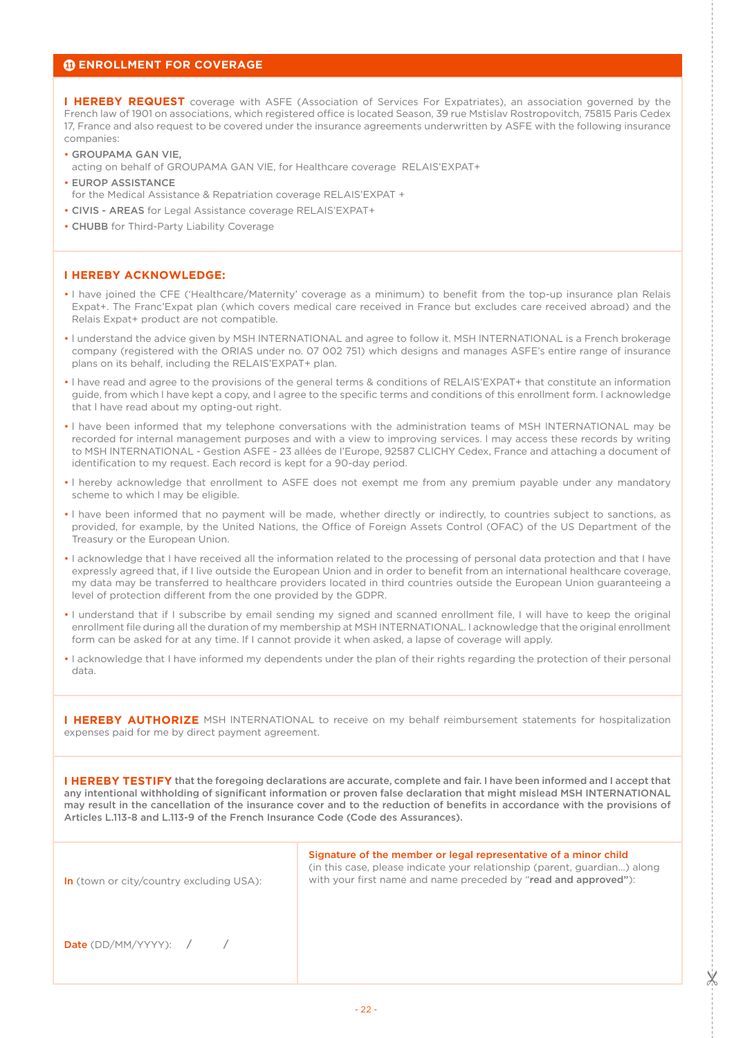## 11 ENROLLMENT FOR COVERAGE

**I HEREBY REQUEST** coverage with ASFE (Association of Services For Expatriates), an association governed by the French law of 1901 on associations, which registered office is located Season, 39 rue Mstislav Rostropovitch, 75815 Paris Cedex 17, France and also request to be covered under the insurance agreements underwritten by ASFE with the following insurance companies:

- **GROUPAMA GAN VIE,** acting on behalf of GROUPAMA GAN VIE, for Healthcare coverage RELAIS'EXPAT+
- **EUROP ASSISTANCE** for the Medical Assistance & Repatriation coverage RELAIS'EXPAT +
- **CIVIS - AREAS** for Legal Assistance coverage RELAIS'EXPAT+
- **CHUBB** for Third-Party Liability Coverage

**I HEREBY ACKNOWLEDGE:**

- I have joined the CFE ('Healthcare/Maternity' coverage as a minimum) to benefit from the top-up insurance plan Relais Expat+. The Franc'Expat plan (which covers medical care received in France but excludes care received abroad) and the Relais Expat+ product are not compatible.
- I understand the advice given by MSH INTERNATIONAL and agree to follow it. MSH INTERNATIONAL is a French brokerage company (registered with the ORIAS under no. 07 002 751) which designs and manages ASFE's entire range of insurance plans on its behalf, including the RELAIS'EXPAT+ plan.
- I have read and agree to the provisions of the general terms & conditions of RELAIS'EXPAT+ that constitute an information guide, from which I have kept a copy, and I agree to the specific terms and conditions of this enrollment form. I acknowledge that I have read about my opting-out right.
- I have been informed that my telephone conversations with the administration teams of MSH INTERNATIONAL may be recorded for internal management purposes and with a view to improving services. I may access these records by writing to MSH INTERNATIONAL - Gestion ASFE - 23 allées de l'Europe, 92587 CLICHY Cedex, France and attaching a document of identification to my request. Each record is kept for a 90-day period.
- I hereby acknowledge that enrollment to ASFE does not exempt me from any premium payable under any mandatory scheme to which I may be eligible.
- I have been informed that no payment will be made, whether directly or indirectly, to countries subject to sanctions, as provided, for example, by the United Nations, the Office of Foreign Assets Control (OFAC) of the US Department of the Treasury or the European Union.
- I acknowledge that I have received all the information related to the processing of personal data protection and that I have expressly agreed that, if I live outside the European Union and in order to benefit from an international healthcare coverage, my data may be transferred to healthcare providers located in third countries outside the European Union guaranteeing a level of protection different from the one provided by the GDPR.
- I understand that if I subscribe by email sending my signed and scanned enrollment file, I will have to keep the original enrollment file during all the duration of my membership at MSH INTERNATIONAL. I acknowledge that the original enrollment form can be asked for at any time. If I cannot provide it when asked, a lapse of coverage will apply.
- I acknowledge that I have informed my dependents under the plan of their rights regarding the protection of their personal data.

**I HEREBY AUTHORIZE** MSH INTERNATIONAL to receive on my behalf reimbursement statements for hospitalization expenses paid for me by direct payment agreement.

**I HEREBY TESTIFY that the foregoing declarations are accurate, complete and fair. I have been informed and I accept that any intentional withholding of significant information or proven false declaration that might mislead MSH INTERNATIONAL may result in the cancellation of the insurance cover and to the reduction of benefits in accordance with the provisions of Articles L.113-8 and L.113-9 of the French Insurance Code (Code des Assurances).**

| | |
|---|---|
| **In** (town or city/country excluding USA):<br><br>**Date** (DD/MM/YYYY): / / | **Signature of the member or legal representative of a minor child** (in this case, please indicate your relationship (parent, guardian...) along with your first name and name preceded by "**read and approved**"): |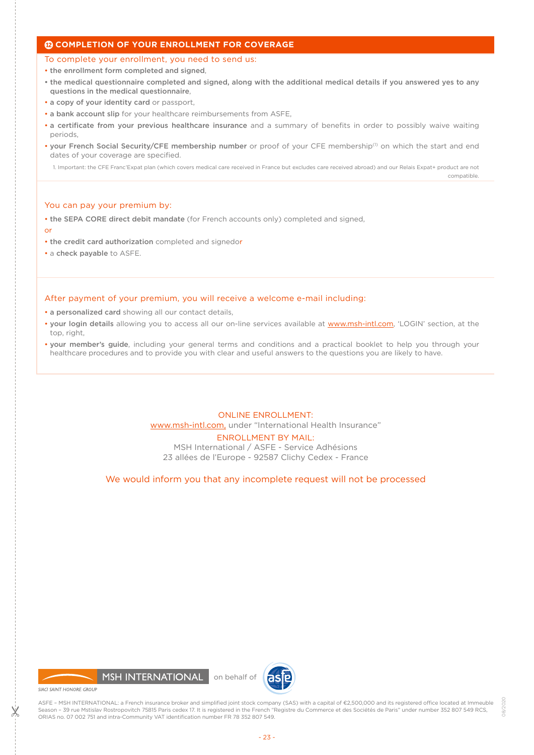## ⑫ COMPLETION OF YOUR ENROLLMENT FOR COVERAGE

To complete your enrollment, you need to send us:

- **the enrollment form completed and signed**,
- **the medical questionnaire completed and signed, along with the additional medical details if you answered yes to any questions in the medical questionnaire**,
- **a copy of your identity card** or passport,
- **a bank account slip** for your healthcare reimbursements from ASFE,
- **a certificate from your previous healthcare insurance** and a summary of benefits in order to possibly waive waiting periods,
- **your French Social Security/CFE membership number** or proof of your CFE membership[1] on which the start and end dates of your coverage are specified.

1. Important: the CFE Franc'Expat plan (which covers medical care received in France but excludes care received abroad) and our Relais Expat+ product are not compatible.

You can pay your premium by:

- **the SEPA CORE direct debit mandate** (for French accounts only) completed and signed,

or

- **the credit card authorization** completed and signedor
- a **check payable** to ASFE.

After payment of your premium, you will receive a welcome e-mail including:

- **a personalized card** showing all our contact details,
- **your login details** allowing you to access all our on-line services available at www.msh-intl.com, 'LOGIN' section, at the top, right,
- **your member's guide**, including your general terms and conditions and a practical booklet to help you through your healthcare procedures and to provide you with clear and useful answers to the questions you are likely to have.

ONLINE ENROLLMENT:
www.msh-intl.com, under "International Health Insurance"

ENROLLMENT BY MAIL:
MSH International / ASFE - Service Adhésions
23 allées de l'Europe - 92587 Clichy Cedex - France

We would inform you that any incomplete request will not be processed

MSH INTERNATIONAL on behalf of asfe

SIACI SAINT HONORE GROUP

ASFE – MSH INTERNATIONAL: a French insurance broker and simplified joint stock company (SAS) with a capital of €2,500,000 and its registered office located at Immeuble Season – 39 rue Mstislav Rostropovitch 75815 Paris cedex 17. It is registered in the French "Registre du Commerce et des Sociétés de Paris" under number 352 807 549 RCS, ORIAS no. 07 002 751 and intra-Community VAT identification number FR 78 352 807 549.

08/2020